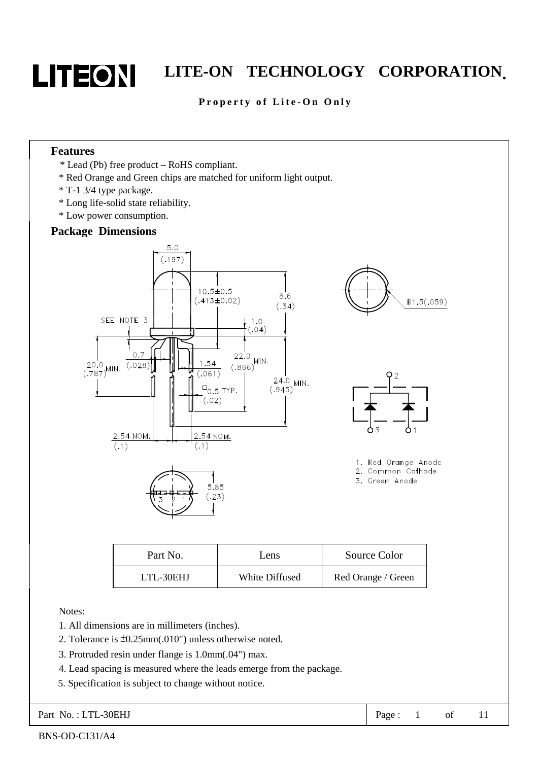# LITE-ON TECHNOLOGY CORPORATION

**Property of Lite-On Only**

## Features

* Lead (Pb) free product – RoHS compliant.
* Red Orange and Green chips are matched for uniform light output.
* T-1 3/4 type package.
* Long life-solid state reliability.
* Low power consumption.

## Package Dimensions

1. Red Orange Anode
2. Common Cathode
3. Green Anode

| Part No. | Lens | Source Color |
|---|---|---|
| LTL-30EHJ | White Diffused | Red Orange / Green |

Notes:

1. All dimensions are in millimeters (inches).
2. Tolerance is ±0.25mm(.010") unless otherwise noted.
3. Protruded resin under flange is 1.0mm(.04") max.
4. Lead spacing is measured where the leads emerge from the package.
5. Specification is subject to change without notice.

Part No. : LTL-30EHJ

BNS-OD-C131/A4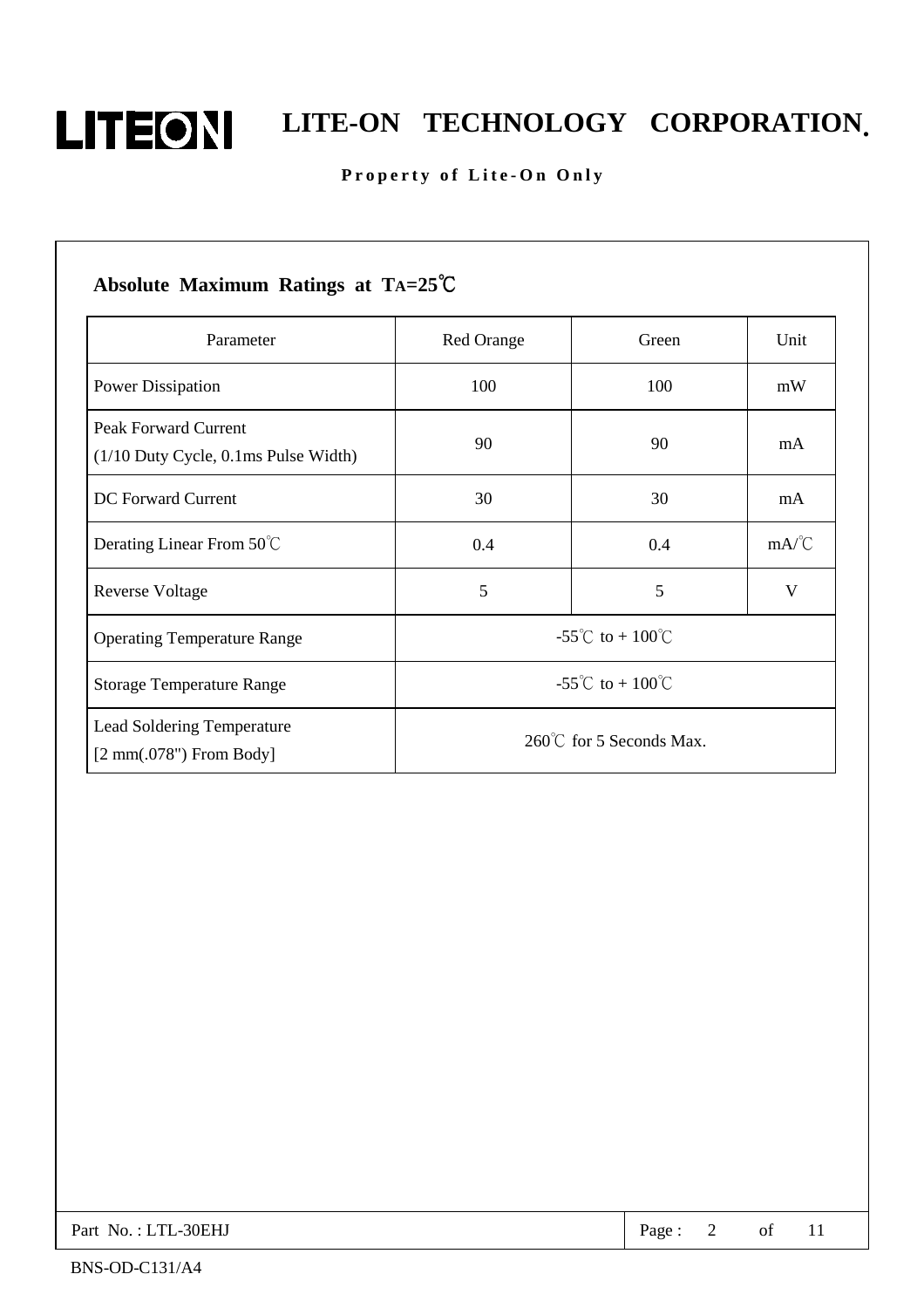## Absolute Maximum Ratings at $T_A$=25℃

| Parameter | Red Orange | Green | Unit |
|---|---|---|---|
| Power Dissipation | 100 | 100 | mW |
| Peak Forward Current (1/10 Duty Cycle, 0.1ms Pulse Width) | 90 | 90 | mA |
| DC Forward Current | 30 | 30 | mA |
| Derating Linear From 50℃ | 0.4 | 0.4 | mA/℃ |
| Reverse Voltage | 5 | 5 | V |
| Operating Temperature Range | -55℃ to + 100℃ | | |
| Storage Temperature Range | -55℃ to + 100℃ | | |
| Lead Soldering Temperature [2 mm(.078") From Body] | 260℃ for 5 Seconds Max. | | |

Part No. : LTL-30EHJ

BNS-OD-C131/A4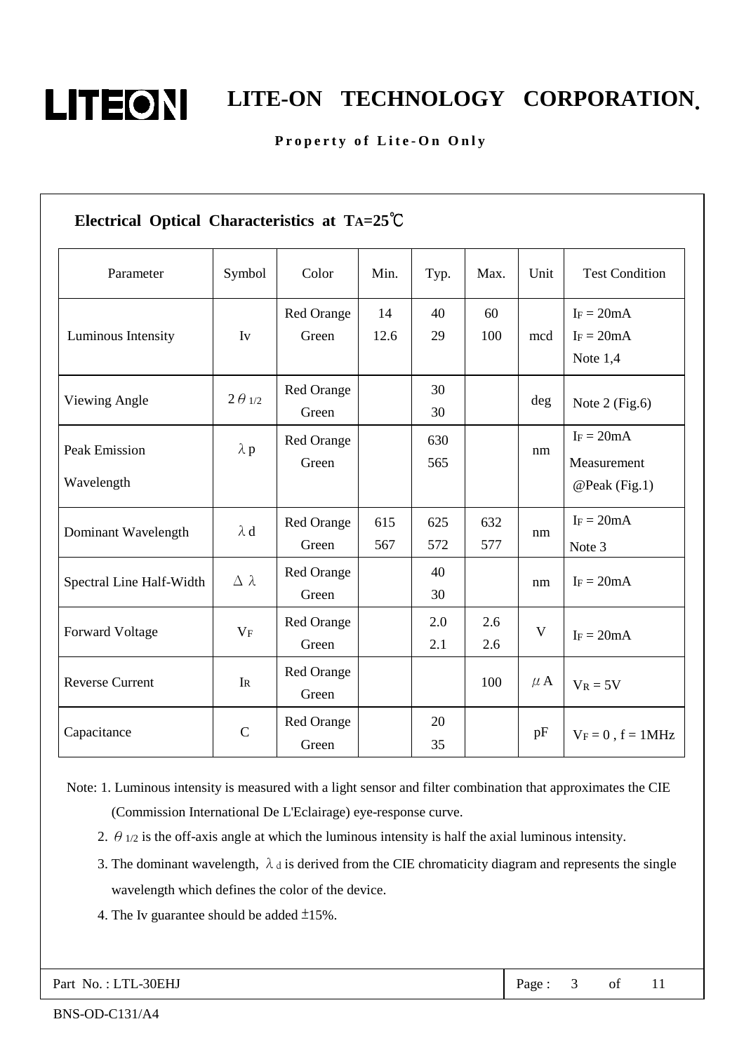## Electrical Optical Characteristics at $T_A$=25℃

| Parameter | Symbol | Color | Min. | Typ. | Max. | Unit | Test Condition |
|---|---|---|---|---|---|---|---|
| Luminous Intensity | Iv | Red Orange<br>Green | 14<br>12.6 | 40<br>29 | 60<br>100 | mcd | $I_F$ = 20mA<br>$I_F$ = 20mA<br>Note 1,4 |
| Viewing Angle | $2\theta_{1/2}$ | Red Orange<br>Green | | 30<br>30 | | deg | Note 2 (Fig.6) |
| Peak Emission Wavelength | $\lambda p$ | Red Orange<br>Green | | 630<br>565 | | nm | $I_F$ = 20mA<br>Measurement<br>@Peak (Fig.1) |
| Dominant Wavelength | $\lambda d$ | Red Orange<br>Green | 615<br>567 | 625<br>572 | 632<br>577 | nm | $I_F$ = 20mA<br>Note 3 |
| Spectral Line Half-Width | $\Delta\lambda$ | Red Orange<br>Green | | 40<br>30 | | nm | $I_F$ = 20mA |
| Forward Voltage | $V_F$ | Red Orange<br>Green | | 2.0<br>2.1 | 2.6<br>2.6 | V | $I_F$ = 20mA |
| Reverse Current | $I_R$ | Red Orange<br>Green | | | 100 | $\mu$A | $V_R$ = 5V |
| Capacitance | C | Red Orange<br>Green | | 20<br>35 | | pF | $V_F$ = 0 , f = 1MHz |

Note: 1. Luminous intensity is measured with a light sensor and filter combination that approximates the CIE (Commission International De L'Eclairage) eye-response curve.

2. $\theta_{1/2}$ is the off-axis angle at which the luminous intensity is half the axial luminous intensity.

3. The dominant wavelength, $\lambda_d$ is derived from the CIE chromaticity diagram and represents the single wavelength which defines the color of the device.

4. The Iv guarantee should be added ±15%.

Part No. : LTL-30EHJ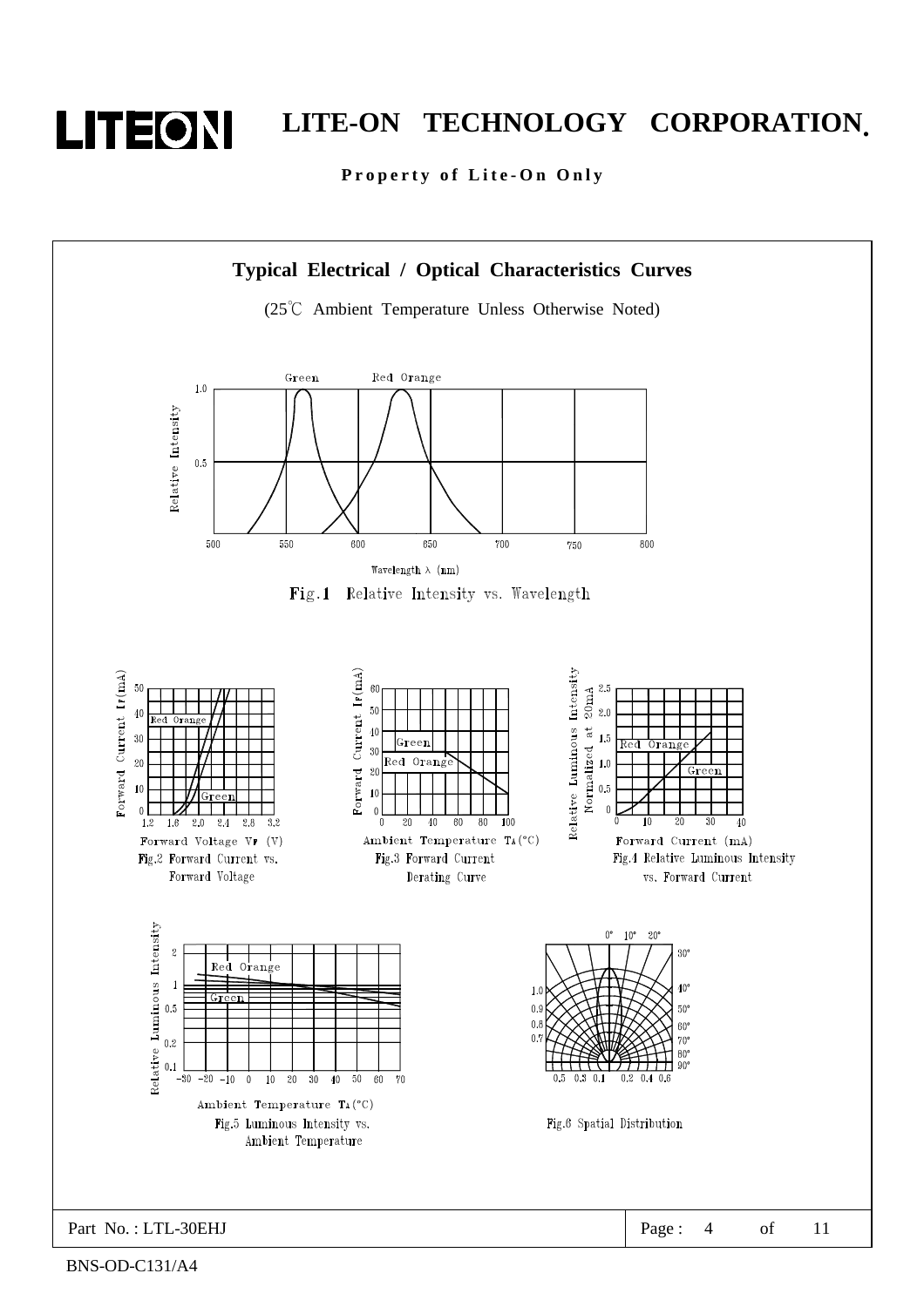## Typical Electrical / Optical Characteristics Curves

(25℃ Ambient Temperature Unless Otherwise Noted)

Fig.1 Relative Intensity vs. Wavelength

Fig.2 Forward Current vs. Forward Voltage

Fig.3 Forward Current Derating Curve

Fig.4 Relative Luminous Intensity vs. Forward Current

Fig.5 Luminous Intensity vs. Ambient Temperature

Fig.6 Spatial Distribution

Part No. : LTL-30EHJ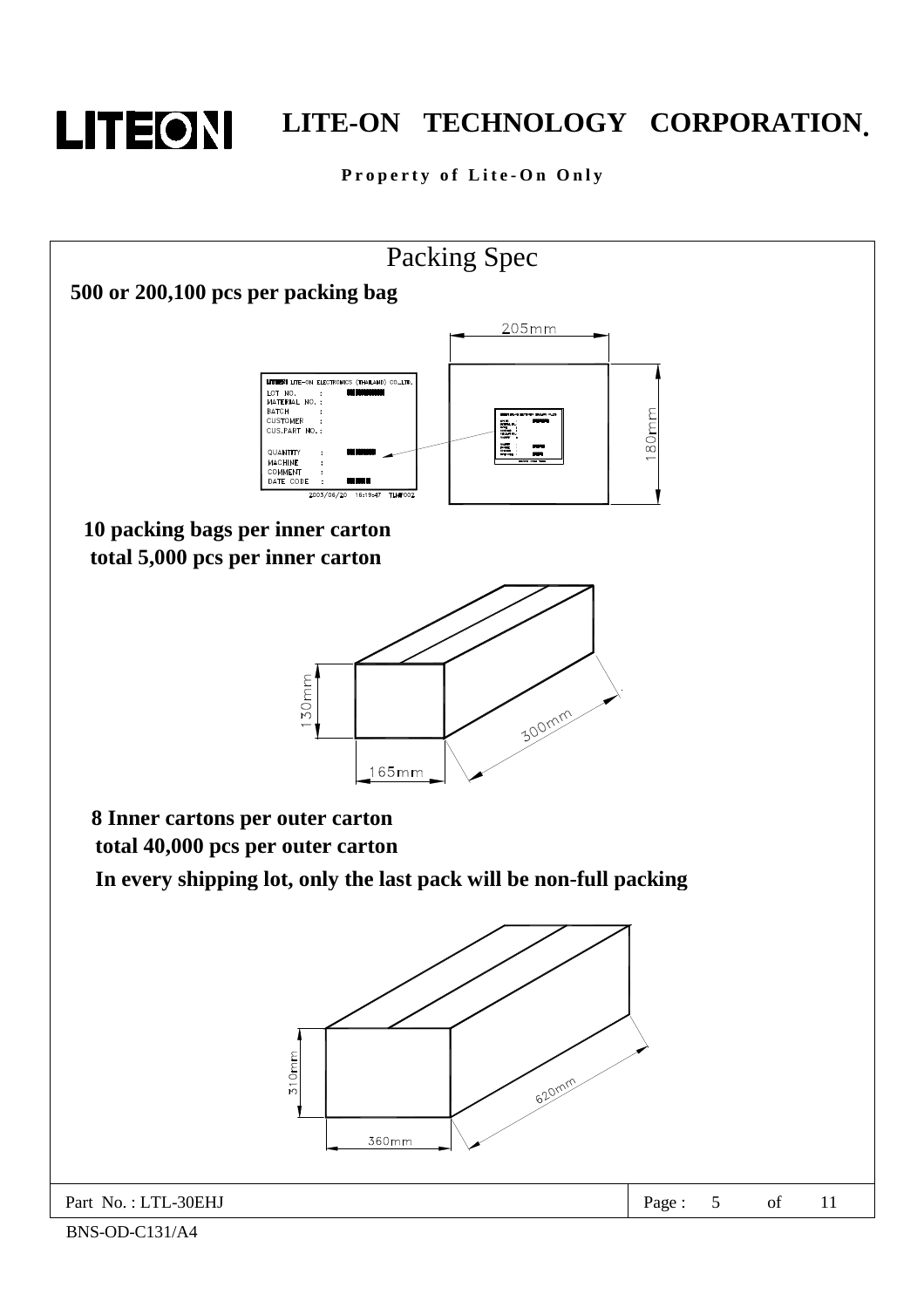# Packing Spec

**500 or 200,100 pcs per packing bag**

205mm

180mm

LITEON LITE-ON ELECTRONICS (THAILAND) CO.,LTD.
LOT NO. :
MATERIAL NO. :
BATCH :
CUSTOMER :
CUS.PART NO. :
QUANTITY :
MACHINE :
COMMENT :
DATE CODE :
2003/06/20 16:19:47 TLMF002

**10 packing bags per inner carton**
**total 5,000 pcs per inner carton**

130mm
165mm
300mm

**8 Inner cartons per outer carton**
**total 40,000 pcs per outer carton**
**In every shipping lot, only the last pack will be non-full packing**

310mm
360mm
620mm

Part No. : LTL-30EHJ

BNS-OD-C131/A4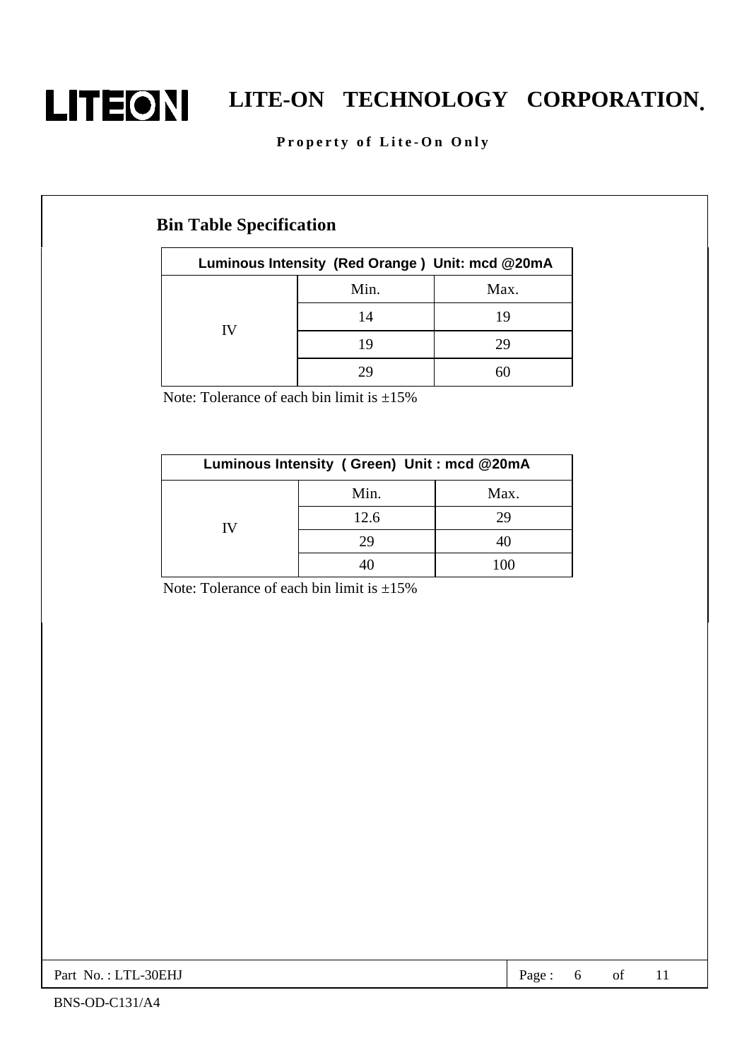## Bin Table Specification

| Luminous Intensity (Red Orange) Unit: mcd @20mA | | |
|---|---|---|
| | Min. | Max. |
| IV | 14 | 19 |
| | 19 | 29 |
| | 29 | 60 |

Note: Tolerance of each bin limit is ±15%

| Luminous Intensity (Green) Unit : mcd @20mA | | |
|---|---|---|
| | Min. | Max. |
| IV | 12.6 | 29 |
| | 29 | 40 |
| | 40 | 100 |

Note: Tolerance of each bin limit is ±15%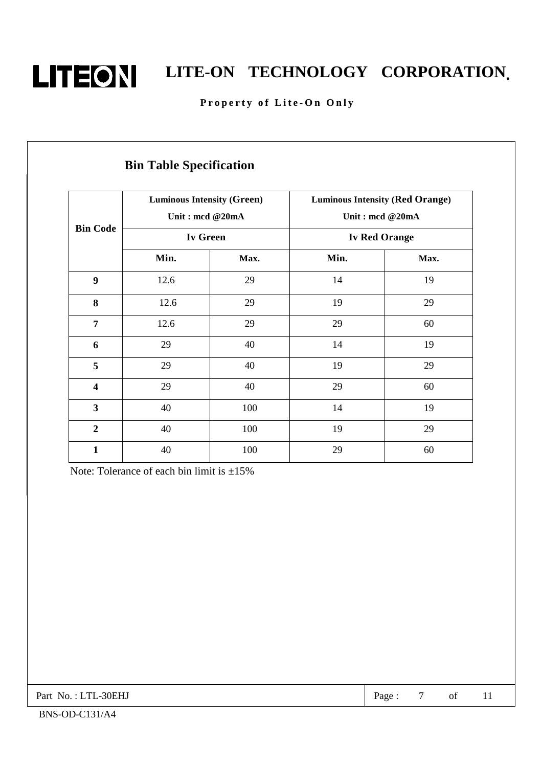## Bin Table Specification

| Bin Code | Luminous Intensity (Green) Unit : mcd @20mA | | Luminous Intensity (Red Orange) Unit : mcd @20mA | |
|---|---|---|---|---|
| | Iv Green | | Iv Red Orange | |
| | Min. | Max. | Min. | Max. |
| 9 | 12.6 | 29 | 14 | 19 |
| 8 | 12.6 | 29 | 19 | 29 |
| 7 | 12.6 | 29 | 29 | 60 |
| 6 | 29 | 40 | 14 | 19 |
| 5 | 29 | 40 | 19 | 29 |
| 4 | 29 | 40 | 29 | 60 |
| 3 | 40 | 100 | 14 | 19 |
| 2 | 40 | 100 | 19 | 29 |
| 1 | 40 | 100 | 29 | 60 |

Note: Tolerance of each bin limit is ±15%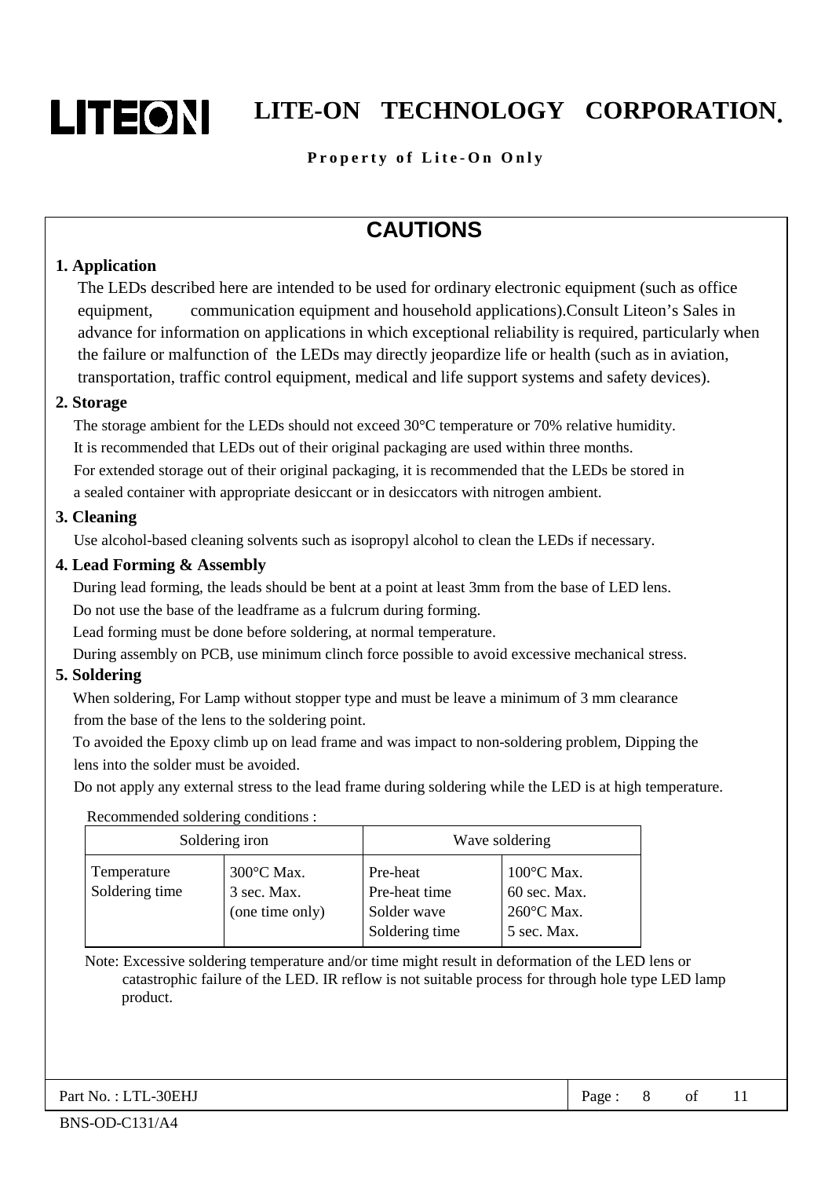# CAUTIONS

### 1. Application

The LEDs described here are intended to be used for ordinary electronic equipment (such as office equipment, communication equipment and household applications).Consult Liteon's Sales in advance for information on applications in which exceptional reliability is required, particularly when the failure or malfunction of the LEDs may directly jeopardize life or health (such as in aviation, transportation, traffic control equipment, medical and life support systems and safety devices).

### 2. Storage

The storage ambient for the LEDs should not exceed 30°C temperature or 70% relative humidity.
It is recommended that LEDs out of their original packaging are used within three months.
For extended storage out of their original packaging, it is recommended that the LEDs be stored in a sealed container with appropriate desiccant or in desiccators with nitrogen ambient.

### 3. Cleaning

Use alcohol-based cleaning solvents such as isopropyl alcohol to clean the LEDs if necessary.

### 4. Lead Forming & Assembly

During lead forming, the leads should be bent at a point at least 3mm from the base of LED lens.
Do not use the base of the leadframe as a fulcrum during forming.
Lead forming must be done before soldering, at normal temperature.
During assembly on PCB, use minimum clinch force possible to avoid excessive mechanical stress.

### 5. Soldering

When soldering, For Lamp without stopper type and must be leave a minimum of 3 mm clearance from the base of the lens to the soldering point.
To avoided the Epoxy climb up on lead frame and was impact to non-soldering problem, Dipping the lens into the solder must be avoided.
Do not apply any external stress to the lead frame during soldering while the LED is at high temperature.

Recommended soldering conditions :

| Soldering iron | | Wave soldering | |
|---|---|---|---|
| Temperature<br>Soldering time | 300°C Max.<br>3 sec. Max.<br>(one time only) | Pre-heat<br>Pre-heat time<br>Solder wave<br>Soldering time | 100°C Max.<br>60 sec. Max.<br>260°C Max.<br>5 sec. Max. |

Note: Excessive soldering temperature and/or time might result in deformation of the LED lens or catastrophic failure of the LED. IR reflow is not suitable process for through hole type LED lamp product.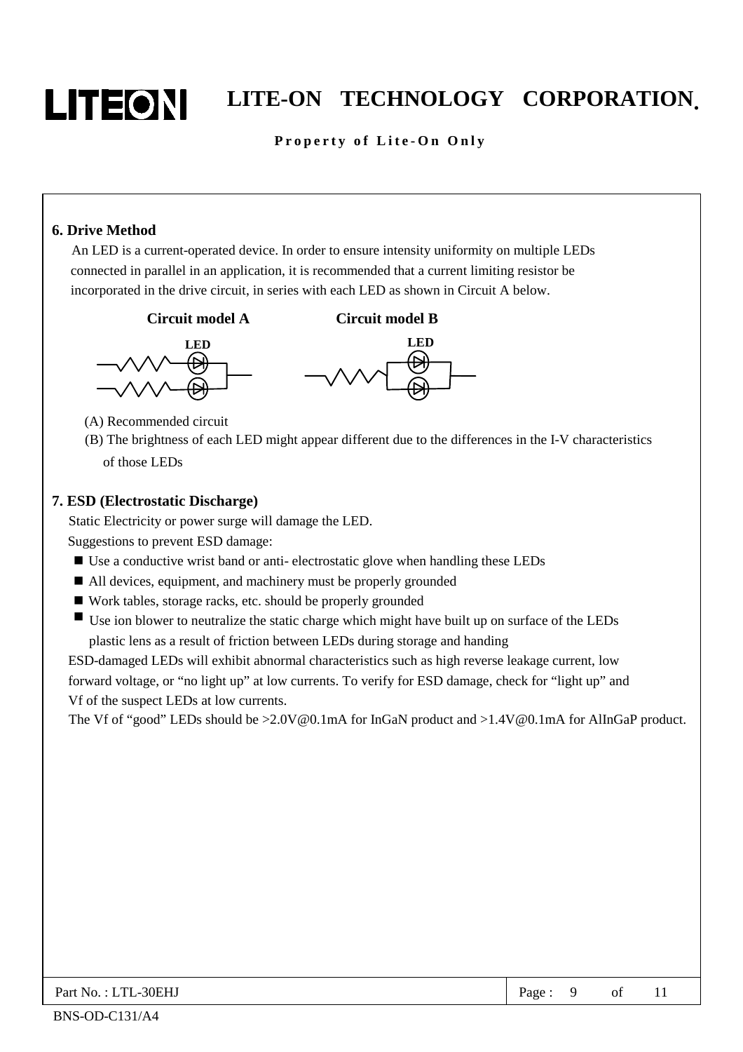## 6. Drive Method

An LED is a current-operated device. In order to ensure intensity uniformity on multiple LEDs connected in parallel in an application, it is recommended that a current limiting resistor be incorporated in the drive circuit, in series with each LED as shown in Circuit A below.

**Circuit model A** **Circuit model B**

**LED** **LED**

(A) Recommended circuit

(B) The brightness of each LED might appear different due to the differences in the I-V characteristics of those LEDs

## 7. ESD (Electrostatic Discharge)

Static Electricity or power surge will damage the LED.

Suggestions to prevent ESD damage:

- Use a conductive wrist band or anti- electrostatic glove when handling these LEDs
- All devices, equipment, and machinery must be properly grounded
- Work tables, storage racks, etc. should be properly grounded
- Use ion blower to neutralize the static charge which might have built up on surface of the LEDs plastic lens as a result of friction between LEDs during storage and handing

ESD-damaged LEDs will exhibit abnormal characteristics such as high reverse leakage current, low forward voltage, or "no light up" at low currents. To verify for ESD damage, check for "light up" and Vf of the suspect LEDs at low currents.

The Vf of "good" LEDs should be >2.0V@0.1mA for InGaN product and >1.4V@0.1mA for AlInGaP product.

Part No. : LTL-30EHJ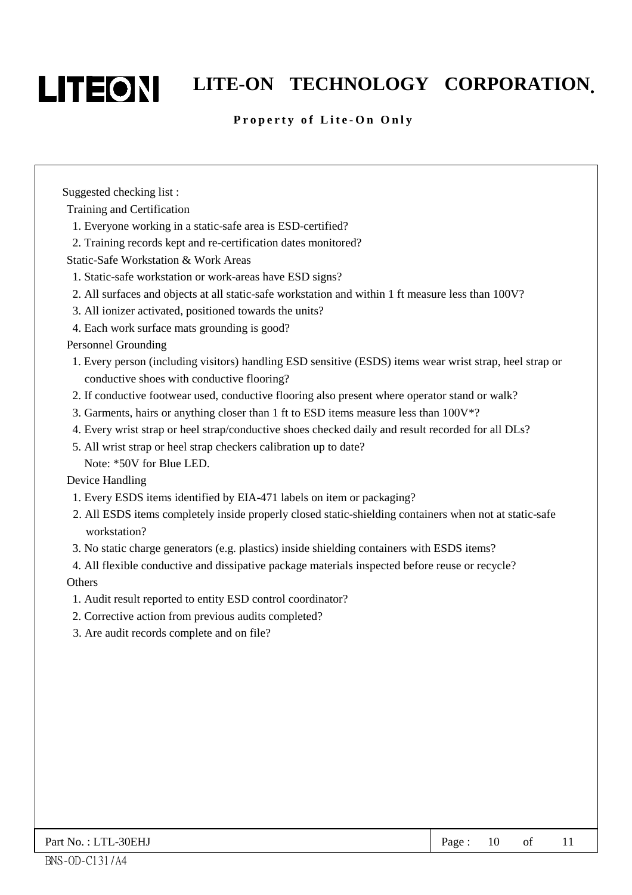Suggested checking list :

Training and Certification

1. Everyone working in a static-safe area is ESD-certified?
2. Training records kept and re-certification dates monitored?

Static-Safe Workstation & Work Areas

1. Static-safe workstation or work-areas have ESD signs?
2. All surfaces and objects at all static-safe workstation and within 1 ft measure less than 100V?
3. All ionizer activated, positioned towards the units?
4. Each work surface mats grounding is good?

Personnel Grounding

1. Every person (including visitors) handling ESD sensitive (ESDS) items wear wrist strap, heel strap or conductive shoes with conductive flooring?
2. If conductive footwear used, conductive flooring also present where operator stand or walk?
3. Garments, hairs or anything closer than 1 ft to ESD items measure less than 100V*?
4. Every wrist strap or heel strap/conductive shoes checked daily and result recorded for all DLs?
5. All wrist strap or heel strap checkers calibration up to date?

   Note: *50V for Blue LED.

Device Handling

1. Every ESDS items identified by EIA-471 labels on item or packaging?
2. All ESDS items completely inside properly closed static-shielding containers when not at static-safe workstation?
3. No static charge generators (e.g. plastics) inside shielding containers with ESDS items?
4. All flexible conductive and dissipative package materials inspected before reuse or recycle?

Others

1. Audit result reported to entity ESD control coordinator?
2. Corrective action from previous audits completed?
3. Are audit records complete and on file?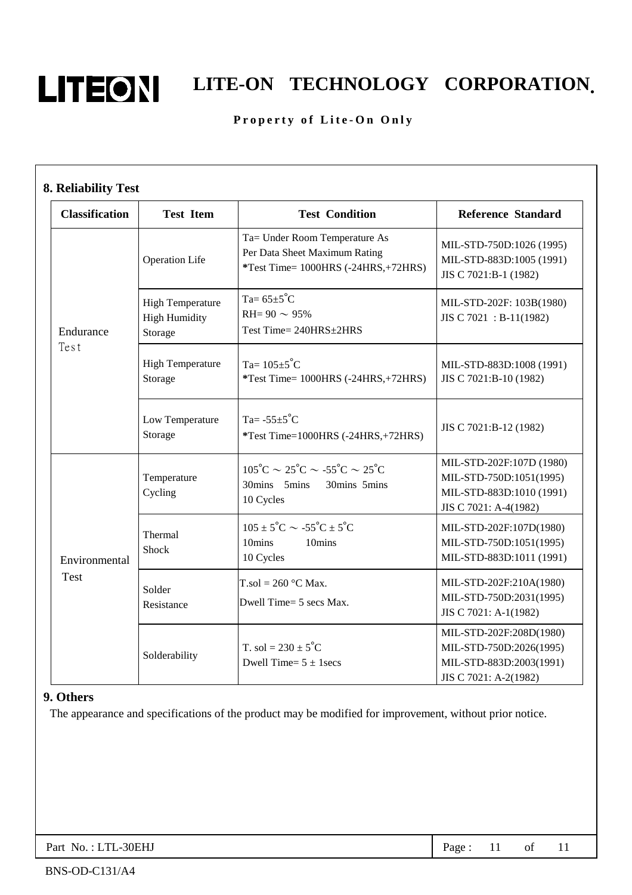## 8. Reliability Test

| Classification | Test Item | Test Condition | Reference Standard |
|---|---|---|---|
| Endurance Test | Operation Life | Ta= Under Room Temperature As Per Data Sheet Maximum Rating *Test Time= 1000HRS (-24HRS,+72HRS) | MIL-STD-750D:1026 (1995) MIL-STD-883D:1005 (1991) JIS C 7021:B-1 (1982) |
| | High Temperature High Humidity Storage | Ta= 65±5°C RH= 90 ～ 95% Test Time= 240HRS±2HRS | MIL-STD-202F: 103B(1980) JIS C 7021 : B-11(1982) |
| | High Temperature Storage | Ta= 105±5°C *Test Time= 1000HRS (-24HRS,+72HRS) | MIL-STD-883D:1008 (1991) JIS C 7021:B-10 (1982) |
| | Low Temperature Storage | Ta= -55±5°C *Test Time=1000HRS (-24HRS,+72HRS) | JIS C 7021:B-12 (1982) |
| Environmental Test | Temperature Cycling | 105°C ～ 25°C ～ -55°C ～ 25°C 30mins 5mins 30mins 5mins 10 Cycles | MIL-STD-202F:107D (1980) MIL-STD-750D:1051(1995) MIL-STD-883D:1010 (1991) JIS C 7021: A-4(1982) |
| | Thermal Shock | 105 ± 5°C ～ -55°C ± 5°C 10mins 10mins 10 Cycles | MIL-STD-202F:107D(1980) MIL-STD-750D:1051(1995) MIL-STD-883D:1011 (1991) |
| | Solder Resistance | T.sol = 260 °C Max. Dwell Time= 5 secs Max. | MIL-STD-202F:210A(1980) MIL-STD-750D:2031(1995) JIS C 7021: A-1(1982) |
| | Solderability | T. sol = 230 ± 5°C Dwell Time= 5 ± 1secs | MIL-STD-202F:208D(1980) MIL-STD-750D:2026(1995) MIL-STD-883D:2003(1991) JIS C 7021: A-2(1982) |

## 9. Others

The appearance and specifications of the product may be modified for improvement, without prior notice.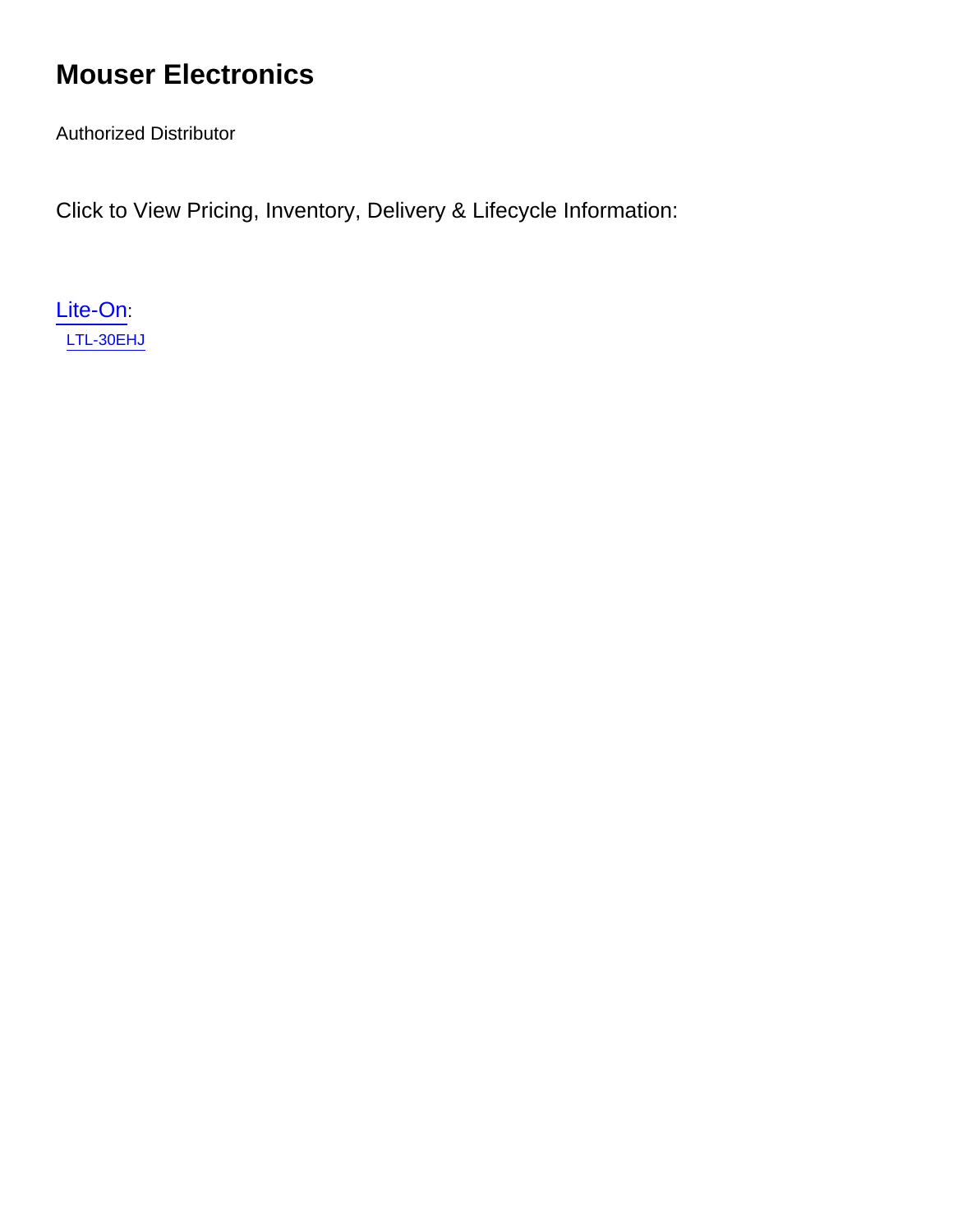# Mouser Electronics

Authorized Distributor

Click to View Pricing, Inventory, Delivery & Lifecycle Information:

Lite-On:

LTL-30EHJ